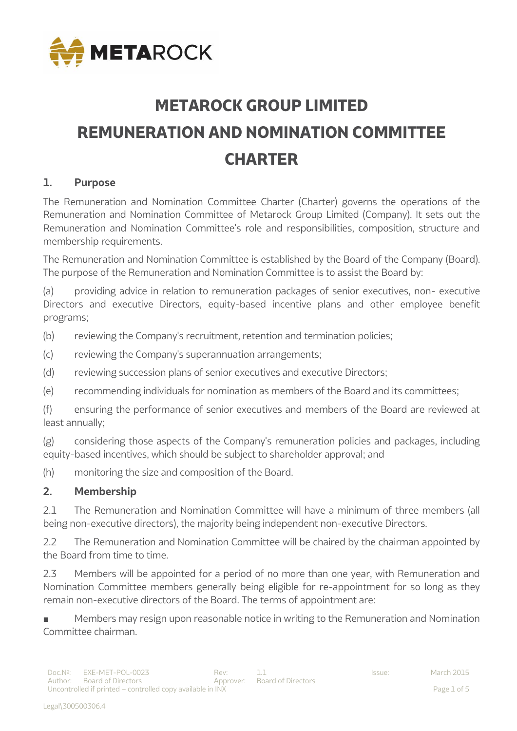# METAROCK GROUP LIMITED

# REMUNERATION AND NOMINATION COMMITTEE CHARTER

## 1. Purpose

The Remuneration and Nomination Committee Charter (Charter) governs the operations of the Remuneration and Nomination Committee of Metarock Group Limited (Company). It sets out the Remuneration and Nomination Committee's role and responsibilities, composition, structure and membership requirements.

The Remuneration and Nomination Committee is established by the Board of the Company (Board). The purpose of the Remuneration and Nomination Committee is to assist the Board by:

(a) providing advice in relation to remuneration packages of senior executives, non- executive Directors and executive Directors, equity-based incentive plans and other employee benefit programs;

(b) reviewing the Company's recruitment, retention and termination policies;

(c) reviewing the Company's superannuation arrangements;

(d) reviewing succession plans of senior executives and executive Directors;

(e) recommending individuals for nomination as members of the Board and its committees;

(f) ensuring the performance of senior executives and members of the Board are reviewed at least annually;

(g) considering those aspects of the Company's remuneration policies and packages, including equity-based incentives, which should be subject to shareholder approval; and

(h) monitoring the size and composition of the Board.

## 2. Membership

2.1 The Remuneration and Nomination Committee will have a minimum of three members (all being non-executive directors), the majority being independent non-executive Directors.

2.2 The Remuneration and Nomination Committee will be chaired by the chairman appointed by the Board from time to time.

2.3 Members will be appointed for a period of no more than one year, with Remuneration and Nomination Committee members generally being eligible for re-appointment for so long as they remain non-executive directors of the Board. The terms of appointment are:

- Members may resign upon reasonable notice in writing to the Remuneration and Nomination Committee chairman.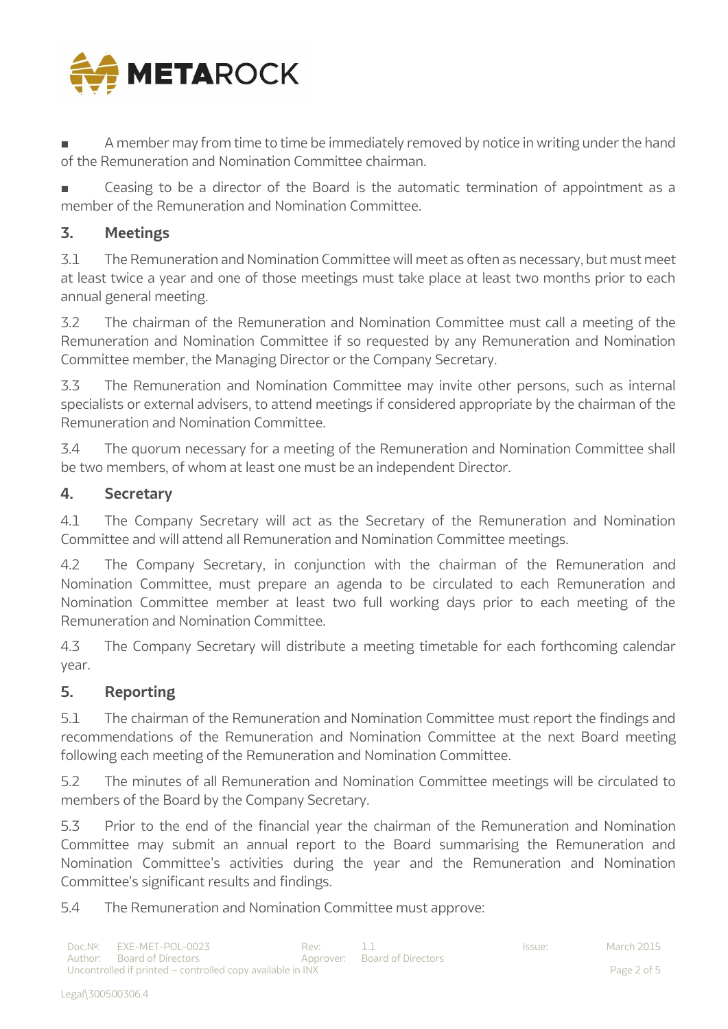- A member may from time to time be immediately removed by notice in writing under the hand of the Remuneration and Nomination Committee chairman.
- Ceasing to be a director of the Board is the automatic termination of appointment as a member of the Remuneration and Nomination Committee.

## 3. Meetings

3.1 The Remuneration and Nomination Committee will meet as often as necessary, but must meet at least twice a year and one of those meetings must take place at least two months prior to each annual general meeting.

3.2 The chairman of the Remuneration and Nomination Committee must call a meeting of the Remuneration and Nomination Committee if so requested by any Remuneration and Nomination Committee member, the Managing Director or the Company Secretary.

3.3 The Remuneration and Nomination Committee may invite other persons, such as internal specialists or external advisers, to attend meetings if considered appropriate by the chairman of the Remuneration and Nomination Committee.

3.4 The quorum necessary for a meeting of the Remuneration and Nomination Committee shall be two members, of whom at least one must be an independent Director.

## 4. Secretary

4.1 The Company Secretary will act as the Secretary of the Remuneration and Nomination Committee and will attend all Remuneration and Nomination Committee meetings.

4.2 The Company Secretary, in conjunction with the chairman of the Remuneration and Nomination Committee, must prepare an agenda to be circulated to each Remuneration and Nomination Committee member at least two full working days prior to each meeting of the Remuneration and Nomination Committee.

4.3 The Company Secretary will distribute a meeting timetable for each forthcoming calendar year.

## 5. Reporting

5.1 The chairman of the Remuneration and Nomination Committee must report the findings and recommendations of the Remuneration and Nomination Committee at the next Board meeting following each meeting of the Remuneration and Nomination Committee.

5.2 The minutes of all Remuneration and Nomination Committee meetings will be circulated to members of the Board by the Company Secretary.

5.3 Prior to the end of the financial year the chairman of the Remuneration and Nomination Committee may submit an annual report to the Board summarising the Remuneration and Nomination Committee's activities during the year and the Remuneration and Nomination Committee's significant results and findings.

5.4 The Remuneration and Nomination Committee must approve: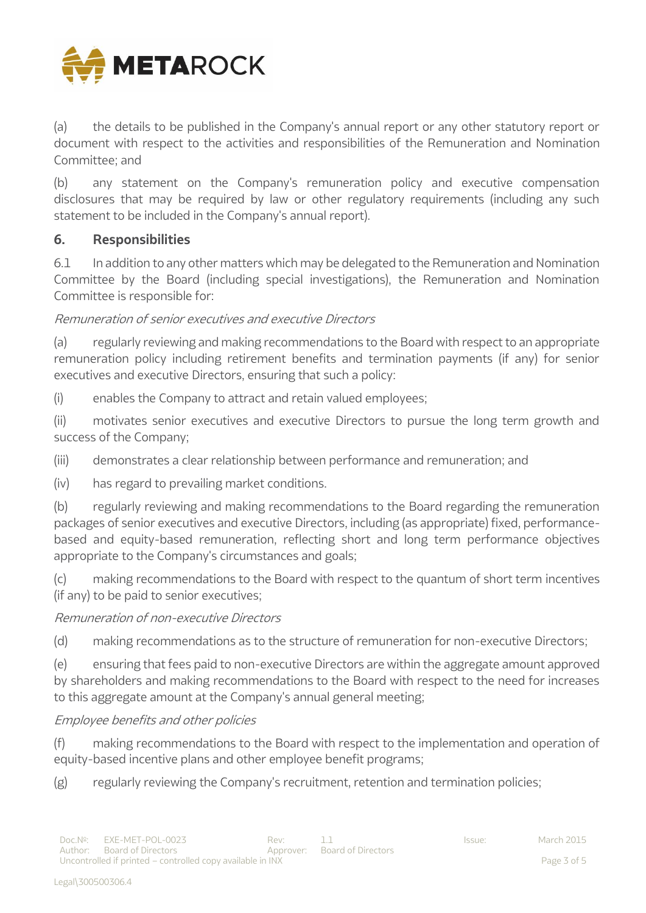(a) the details to be published in the Company's annual report or any other statutory report or document with respect to the activities and responsibilities of the Remuneration and Nomination Committee; and

(b) any statement on the Company's remuneration policy and executive compensation disclosures that may be required by law or other regulatory requirements (including any such statement to be included in the Company's annual report).

## 6. Responsibilities

6.1 In addition to any other matters which may be delegated to the Remuneration and Nomination Committee by the Board (including special investigations), the Remuneration and Nomination Committee is responsible for:

*Remuneration of senior executives and executive Directors*

(a) regularly reviewing and making recommendations to the Board with respect to an appropriate remuneration policy including retirement benefits and termination payments (if any) for senior executives and executive Directors, ensuring that such a policy:

(i) enables the Company to attract and retain valued employees;

(ii) motivates senior executives and executive Directors to pursue the long term growth and success of the Company;

(iii) demonstrates a clear relationship between performance and remuneration; and

(iv) has regard to prevailing market conditions.

(b) regularly reviewing and making recommendations to the Board regarding the remuneration packages of senior executives and executive Directors, including (as appropriate) fixed, performance-based and equity-based remuneration, reflecting short and long term performance objectives appropriate to the Company's circumstances and goals;

(c) making recommendations to the Board with respect to the quantum of short term incentives (if any) to be paid to senior executives;

*Remuneration of non-executive Directors*

(d) making recommendations as to the structure of remuneration for non-executive Directors;

(e) ensuring that fees paid to non-executive Directors are within the aggregate amount approved by shareholders and making recommendations to the Board with respect to the need for increases to this aggregate amount at the Company's annual general meeting;

*Employee benefits and other policies*

(f) making recommendations to the Board with respect to the implementation and operation of equity-based incentive plans and other employee benefit programs;

(g) regularly reviewing the Company's recruitment, retention and termination policies;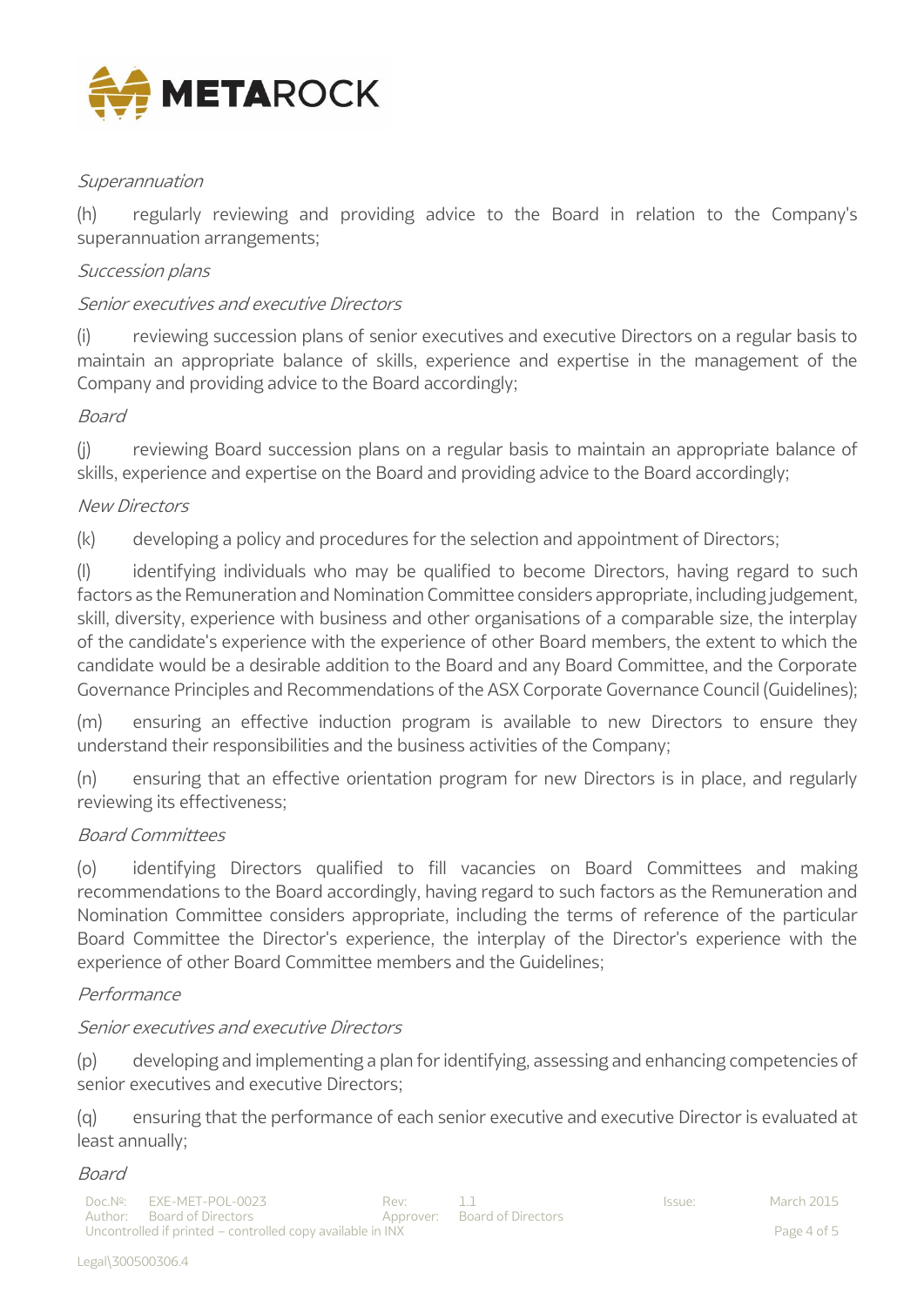*Superannuation*

(h) regularly reviewing and providing advice to the Board in relation to the Company's superannuation arrangements;

*Succession plans*

*Senior executives and executive Directors*

(i) reviewing succession plans of senior executives and executive Directors on a regular basis to maintain an appropriate balance of skills, experience and expertise in the management of the Company and providing advice to the Board accordingly;

*Board*

(j) reviewing Board succession plans on a regular basis to maintain an appropriate balance of skills, experience and expertise on the Board and providing advice to the Board accordingly;

*New Directors*

(k) developing a policy and procedures for the selection and appointment of Directors;

(l) identifying individuals who may be qualified to become Directors, having regard to such factors as the Remuneration and Nomination Committee considers appropriate, including judgement, skill, diversity, experience with business and other organisations of a comparable size, the interplay of the candidate's experience with the experience of other Board members, the extent to which the candidate would be a desirable addition to the Board and any Board Committee, and the Corporate Governance Principles and Recommendations of the ASX Corporate Governance Council (Guidelines);

(m) ensuring an effective induction program is available to new Directors to ensure they understand their responsibilities and the business activities of the Company;

(n) ensuring that an effective orientation program for new Directors is in place, and regularly reviewing its effectiveness;

*Board Committees*

(o) identifying Directors qualified to fill vacancies on Board Committees and making recommendations to the Board accordingly, having regard to such factors as the Remuneration and Nomination Committee considers appropriate, including the terms of reference of the particular Board Committee the Director's experience, the interplay of the Director's experience with the experience of other Board Committee members and the Guidelines;

*Performance*

*Senior executives and executive Directors*

(p) developing and implementing a plan for identifying, assessing and enhancing competencies of senior executives and executive Directors;

(q) ensuring that the performance of each senior executive and executive Director is evaluated at least annually;

*Board*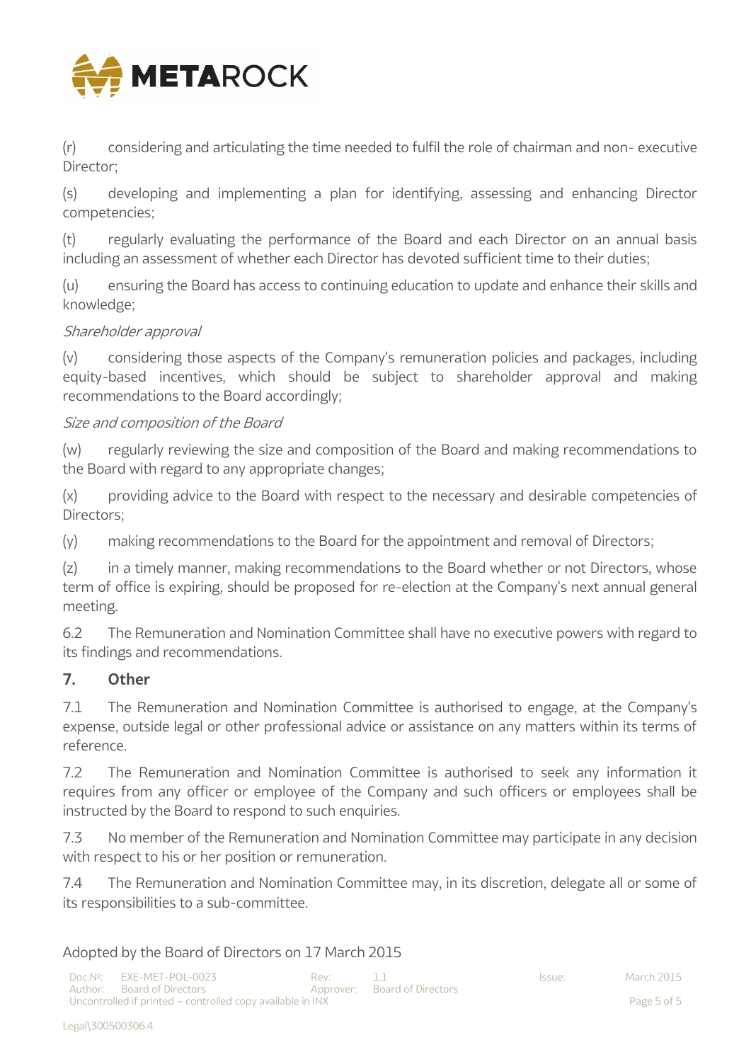(r) considering and articulating the time needed to fulfil the role of chairman and non- executive Director;

(s) developing and implementing a plan for identifying, assessing and enhancing Director competencies;

(t) regularly evaluating the performance of the Board and each Director on an annual basis including an assessment of whether each Director has devoted sufficient time to their duties;

(u) ensuring the Board has access to continuing education to update and enhance their skills and knowledge;

*Shareholder approval*

(v) considering those aspects of the Company's remuneration policies and packages, including equity-based incentives, which should be subject to shareholder approval and making recommendations to the Board accordingly;

*Size and composition of the Board*

(w) regularly reviewing the size and composition of the Board and making recommendations to the Board with regard to any appropriate changes;

(x) providing advice to the Board with respect to the necessary and desirable competencies of Directors;

(y) making recommendations to the Board for the appointment and removal of Directors;

(z) in a timely manner, making recommendations to the Board whether or not Directors, whose term of office is expiring, should be proposed for re-election at the Company's next annual general meeting.

6.2 The Remuneration and Nomination Committee shall have no executive powers with regard to its findings and recommendations.

## 7. Other

7.1 The Remuneration and Nomination Committee is authorised to engage, at the Company's expense, outside legal or other professional advice or assistance on any matters within its terms of reference.

7.2 The Remuneration and Nomination Committee is authorised to seek any information it requires from any officer or employee of the Company and such officers or employees shall be instructed by the Board to respond to such enquiries.

7.3 No member of the Remuneration and Nomination Committee may participate in any decision with respect to his or her position or remuneration.

7.4 The Remuneration and Nomination Committee may, in its discretion, delegate all or some of its responsibilities to a sub-committee.

Adopted by the Board of Directors on 17 March 2015